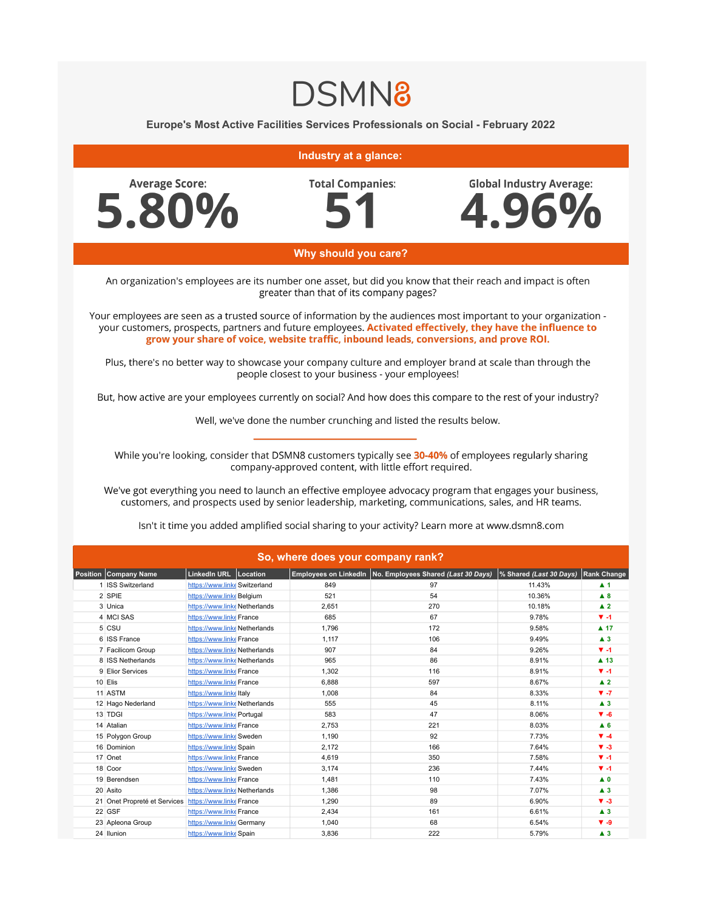# DSMN8

## Europe's Most Active Facilities Services Professionals on Social - February 2022

### Industry at a glance:

**Average Score:** 5.80%

**Total Companies:** 51

**Global Industry Average:** 4.96%

### Why should you care?

An organization's employees are its number one asset, but did you know that their reach and impact is often greater than that of its company pages?

Your employees are seen as a trusted source of information by the audiences most important to your organization - your customers, prospects, partners and future employees. **Activated effectively, they have the influence to grow your share of voice, website traffic, inbound leads, conversions, and prove ROI.**

Plus, there's no better way to showcase your company culture and employer brand at scale than through the people closest to your business - your employees!

But, how active are your employees currently on social? And how does this compare to the rest of your industry?

Well, we've done the number crunching and listed the results below.

---

While you're looking, consider that DSMN8 customers typically see **30-40%** of employees regularly sharing company-approved content, with little effort required.

We've got everything you need to launch an effective employee advocacy program that engages your business, customers, and prospects used by senior leadership, marketing, communications, sales, and HR teams.

Isn't it time you added amplified social sharing to your activity? Learn more at www.dsmn8.com

### So, where does your company rank?

| Position | Company Name | LinkedIn URL | Location | Employees on LinkedIn | No. Employees Shared *(Last 30 Days)* | % Shared *(Last 30 Days)* | Rank Change |
|---|---|---|---|---|---|---|---|
| 1 | ISS Switzerland | https://www.linke | Switzerland | 849 | 97 | 11.43% | ▲ 1 |
| 2 | SPIE | https://www.linke | Belgium | 521 | 54 | 10.36% | ▲ 8 |
| 3 | Unica | https://www.linke | Netherlands | 2,651 | 270 | 10.18% | ▲ 2 |
| 4 | MCI SAS | https://www.linke | France | 685 | 67 | 9.78% | ▼ -1 |
| 5 | CSU | https://www.linke | Netherlands | 1,796 | 172 | 9.58% | ▲ 17 |
| 6 | ISS France | https://www.linke | France | 1,117 | 106 | 9.49% | ▲ 3 |
| 7 | Facilicom Group | https://www.linke | Netherlands | 907 | 84 | 9.26% | ▼ -1 |
| 8 | ISS Netherlands | https://www.linke | Netherlands | 965 | 86 | 8.91% | ▲ 13 |
| 9 | Elior Services | https://www.linke | France | 1,302 | 116 | 8.91% | ▼ -1 |
| 10 | Elis | https://www.linke | France | 6,888 | 597 | 8.67% | ▲ 2 |
| 11 | ASTM | https://www.linke | Italy | 1,008 | 84 | 8.33% | ▼ -7 |
| 12 | Hago Nederland | https://www.linke | Netherlands | 555 | 45 | 8.11% | ▲ 3 |
| 13 | TDGI | https://www.linke | Portugal | 583 | 47 | 8.06% | ▼ -6 |
| 14 | Atalian | https://www.linke | France | 2,753 | 221 | 8.03% | ▲ 6 |
| 15 | Polygon Group | https://www.linke | Sweden | 1,190 | 92 | 7.73% | ▼ -4 |
| 16 | Dominion | https://www.linke | Spain | 2,172 | 166 | 7.64% | ▼ -3 |
| 17 | Onet | https://www.linke | France | 4,619 | 350 | 7.58% | ▼ -1 |
| 18 | Coor | https://www.linke | Sweden | 3,174 | 236 | 7.44% | ▼ -1 |
| 19 | Berendsen | https://www.linke | France | 1,481 | 110 | 7.43% | ▲ 0 |
| 20 | Asito | https://www.linke | Netherlands | 1,386 | 98 | 7.07% | ▲ 3 |
| 21 | Onet Propreté et Services | https://www.linke | France | 1,290 | 89 | 6.90% | ▼ -3 |
| 22 | GSF | https://www.linke | France | 2,434 | 161 | 6.61% | ▲ 3 |
| 23 | Apleona Group | https://www.linke | Germany | 1,040 | 68 | 6.54% | ▼ -9 |
| 24 | Ilunion | https://www.linke | Spain | 3,836 | 222 | 5.79% | ▲ 3 |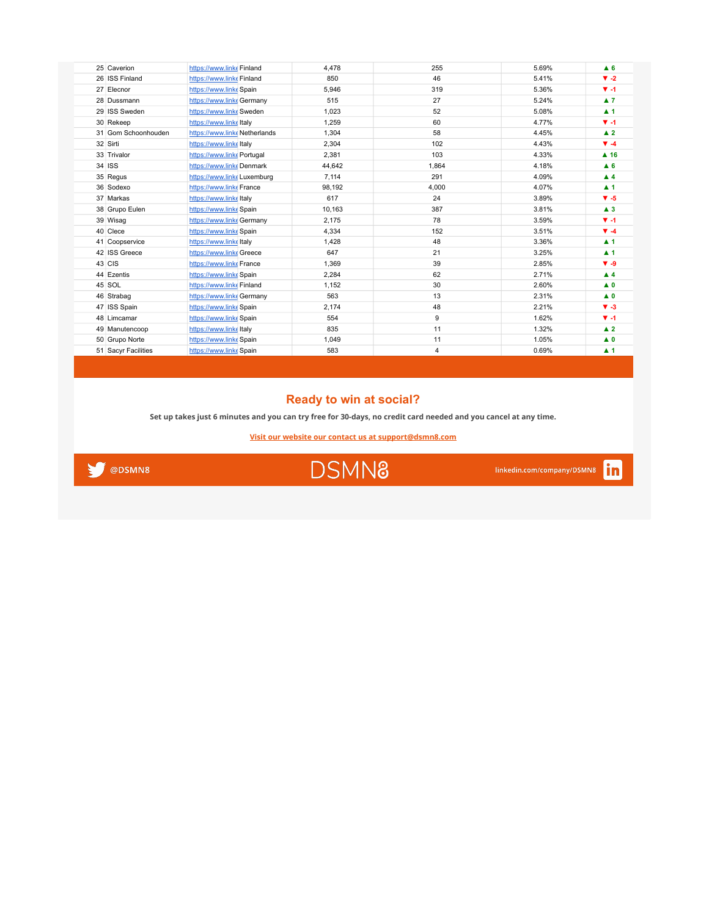| | | | | | | |
|---|---|---|---|---|---|---|
| 25 | Caverion | https://www.linke | Finland | 4,478 | 255 | 5.69% | ▲ 6 |
| 26 | ISS Finland | https://www.linke | Finland | 850 | 46 | 5.41% | ▼ -2 |
| 27 | Elecnor | https://www.linke | Spain | 5,946 | 319 | 5.36% | ▼ -1 |
| 28 | Dussmann | https://www.linke | Germany | 515 | 27 | 5.24% | ▲ 7 |
| 29 | ISS Sweden | https://www.linke | Sweden | 1,023 | 52 | 5.08% | ▲ 1 |
| 30 | Rekeep | https://www.linke | Italy | 1,259 | 60 | 4.77% | ▼ -1 |
| 31 | Gom Schoonhouden | https://www.linke | Netherlands | 1,304 | 58 | 4.45% | ▲ 2 |
| 32 | Sirti | https://www.linke | Italy | 2,304 | 102 | 4.43% | ▼ -4 |
| 33 | Trivalor | https://www.linke | Portugal | 2,381 | 103 | 4.33% | ▲ 16 |
| 34 | ISS | https://www.linke | Denmark | 44,642 | 1,864 | 4.18% | ▲ 6 |
| 35 | Regus | https://www.linke | Luxemburg | 7,114 | 291 | 4.09% | ▲ 4 |
| 36 | Sodexo | https://www.linke | France | 98,192 | 4,000 | 4.07% | ▲ 1 |
| 37 | Markas | https://www.linke | Italy | 617 | 24 | 3.89% | ▼ -5 |
| 38 | Grupo Eulen | https://www.linke | Spain | 10,163 | 387 | 3.81% | ▲ 3 |
| 39 | Wisag | https://www.linke | Germany | 2,175 | 78 | 3.59% | ▼ -1 |
| 40 | Clece | https://www.linke | Spain | 4,334 | 152 | 3.51% | ▼ -4 |
| 41 | Coopservice | https://www.linke | Italy | 1,428 | 48 | 3.36% | ▲ 1 |
| 42 | ISS Greece | https://www.linke | Greece | 647 | 21 | 3.25% | ▲ 1 |
| 43 | CIS | https://www.linke | France | 1,369 | 39 | 2.85% | ▼ -9 |
| 44 | Ezentis | https://www.linke | Spain | 2,284 | 62 | 2.71% | ▲ 4 |
| 45 | SOL | https://www.linke | Finland | 1,152 | 30 | 2.60% | ▲ 0 |
| 46 | Strabag | https://www.linke | Germany | 563 | 13 | 2.31% | ▲ 0 |
| 47 | ISS Spain | https://www.linke | Spain | 2,174 | 48 | 2.21% | ▼ -3 |
| 48 | Limcamar | https://www.linke | Spain | 554 | 9 | 1.62% | ▼ -1 |
| 49 | Manutencoop | https://www.linke | Italy | 835 | 11 | 1.32% | ▲ 2 |
| 50 | Grupo Norte | https://www.linke | Spain | 1,049 | 11 | 1.05% | ▲ 0 |
| 51 | Sacyr Facilities | https://www.linke | Spain | 583 | 4 | 0.69% | ▲ 1 |

## Ready to win at social?

**Set up takes just 6 minutes and you can try free for 30-days, no credit card needed and you cancel at any time.**

Visit our website our contact us at support@dsmn8.com

@DSMN8

DSMN8

linkedin.com/company/DSMN8